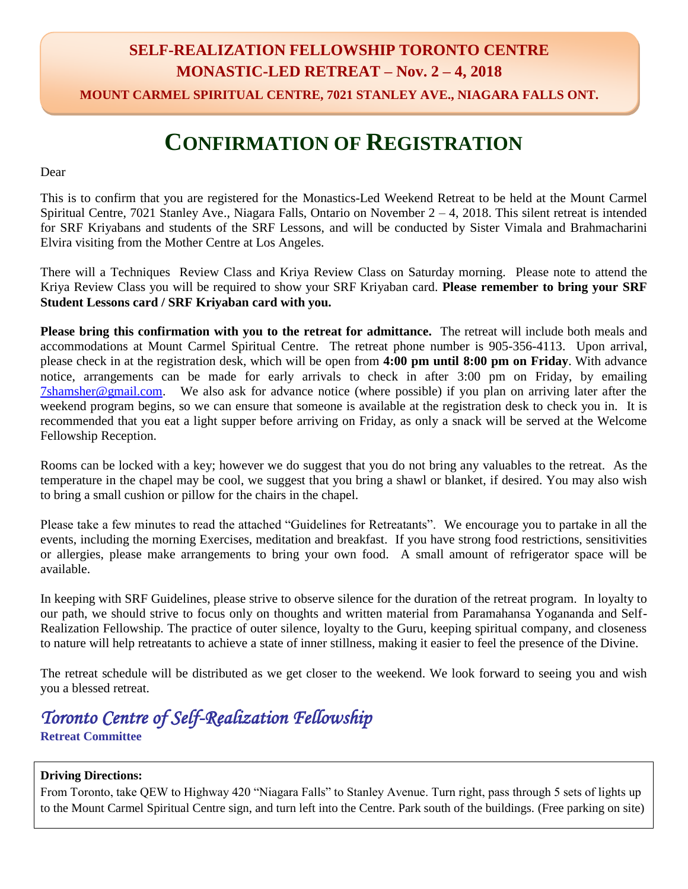# SELF-REALIZATION FELLOWSHIP TORONTO CENTRE
## MONASTIC-LED RETREAT – Nov. 2 – 4, 2018
### MOUNT CARMEL SPIRITUAL CENTRE, 7021 STANLEY AVE., NIAGARA FALLS ONT.

# CONFIRMATION OF REGISTRATION

Dear

This is to confirm that you are registered for the Monastics-Led Weekend Retreat to be held at the Mount Carmel Spiritual Centre, 7021 Stanley Ave., Niagara Falls, Ontario on November 2 – 4, 2018. This silent retreat is intended for SRF Kriyabans and students of the SRF Lessons, and will be conducted by Sister Vimala and Brahmacharini Elvira visiting from the Mother Centre at Los Angeles.

There will a Techniques Review Class and Kriya Review Class on Saturday morning. Please note to attend the Kriya Review Class you will be required to show your SRF Kriyaban card. **Please remember to bring your SRF Student Lessons card / SRF Kriyaban card with you.**

**Please bring this confirmation with you to the retreat for admittance.** The retreat will include both meals and accommodations at Mount Carmel Spiritual Centre. The retreat phone number is 905-356-4113. Upon arrival, please check in at the registration desk, which will be open from **4:00 pm until 8:00 pm on Friday**. With advance notice, arrangements can be made for early arrivals to check in after 3:00 pm on Friday, by emailing 7shamsher@gmail.com. We also ask for advance notice (where possible) if you plan on arriving later after the weekend program begins, so we can ensure that someone is available at the registration desk to check you in. It is recommended that you eat a light supper before arriving on Friday, as only a snack will be served at the Welcome Fellowship Reception.

Rooms can be locked with a key; however we do suggest that you do not bring any valuables to the retreat. As the temperature in the chapel may be cool, we suggest that you bring a shawl or blanket, if desired. You may also wish to bring a small cushion or pillow for the chairs in the chapel.

Please take a few minutes to read the attached "Guidelines for Retreatants". We encourage you to partake in all the events, including the morning Exercises, meditation and breakfast. If you have strong food restrictions, sensitivities or allergies, please make arrangements to bring your own food. A small amount of refrigerator space will be available.

In keeping with SRF Guidelines, please strive to observe silence for the duration of the retreat program. In loyalty to our path, we should strive to focus only on thoughts and written material from Paramahansa Yogananda and Self-Realization Fellowship. The practice of outer silence, loyalty to the Guru, keeping spiritual company, and closeness to nature will help retreatants to achieve a state of inner stillness, making it easier to feel the presence of the Divine.

The retreat schedule will be distributed as we get closer to the weekend. We look forward to seeing you and wish you a blessed retreat.

*Toronto Centre of Self-Realization Fellowship*
**Retreat Committee**

**Driving Directions:**
From Toronto, take QEW to Highway 420 "Niagara Falls" to Stanley Avenue. Turn right, pass through 5 sets of lights up to the Mount Carmel Spiritual Centre sign, and turn left into the Centre. Park south of the buildings. (Free parking on site)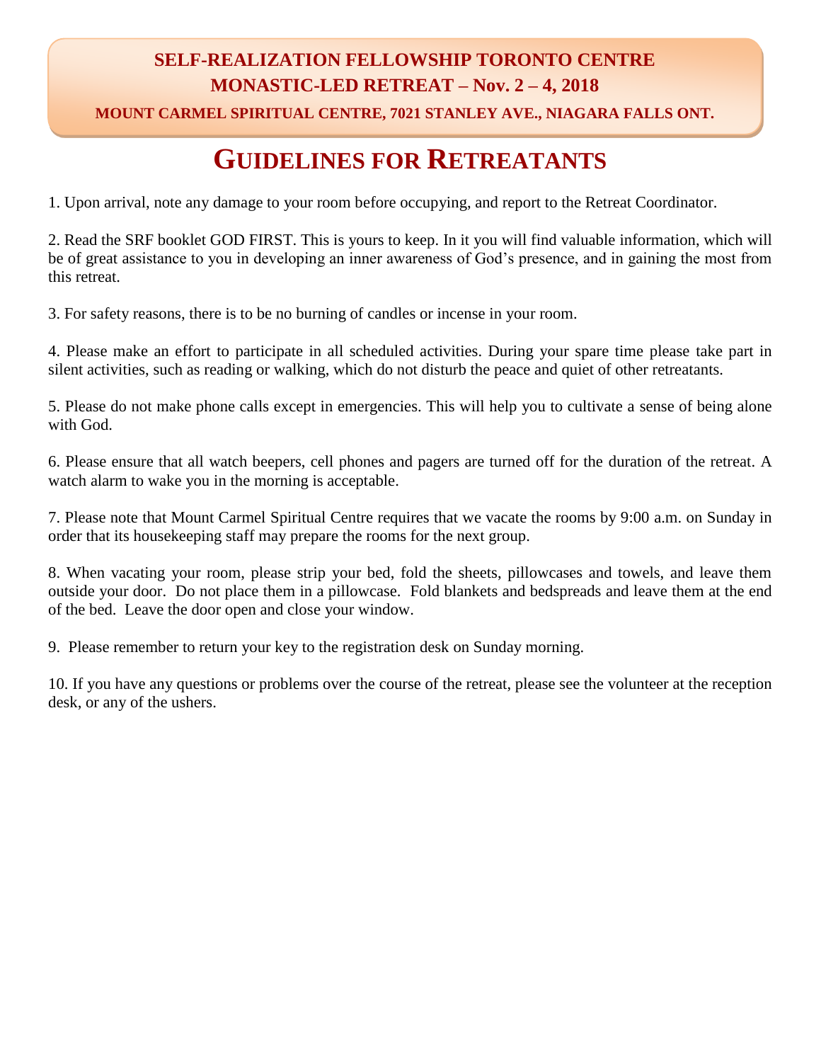**SELF-REALIZATION FELLOWSHIP TORONTO CENTRE**
**MONASTIC-LED RETREAT – Nov. 2 – 4, 2018**
**MOUNT CARMEL SPIRITUAL CENTRE, 7021 STANLEY AVE., NIAGARA FALLS ONT.**

# GUIDELINES FOR RETREATANTS

1. Upon arrival, note any damage to your room before occupying, and report to the Retreat Coordinator.

2. Read the SRF booklet GOD FIRST. This is yours to keep. In it you will find valuable information, which will be of great assistance to you in developing an inner awareness of God's presence, and in gaining the most from this retreat.

3. For safety reasons, there is to be no burning of candles or incense in your room.

4. Please make an effort to participate in all scheduled activities. During your spare time please take part in silent activities, such as reading or walking, which do not disturb the peace and quiet of other retreatants.

5. Please do not make phone calls except in emergencies. This will help you to cultivate a sense of being alone with God.

6. Please ensure that all watch beepers, cell phones and pagers are turned off for the duration of the retreat. A watch alarm to wake you in the morning is acceptable.

7. Please note that Mount Carmel Spiritual Centre requires that we vacate the rooms by 9:00 a.m. on Sunday in order that its housekeeping staff may prepare the rooms for the next group.

8. When vacating your room, please strip your bed, fold the sheets, pillowcases and towels, and leave them outside your door. Do not place them in a pillowcase. Fold blankets and bedspreads and leave them at the end of the bed. Leave the door open and close your window.

9. Please remember to return your key to the registration desk on Sunday morning.

10. If you have any questions or problems over the course of the retreat, please see the volunteer at the reception desk, or any of the ushers.